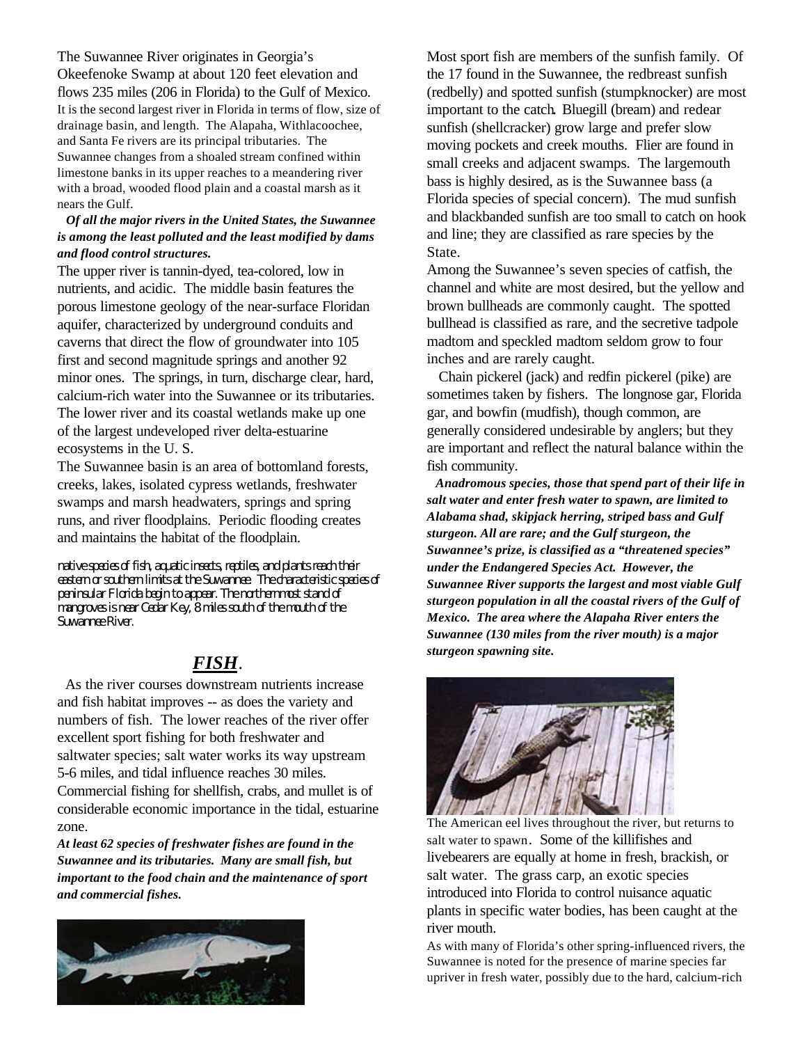The Suwannee River originates in Georgia's Okeefenoke Swamp at about 120 feet elevation and flows 235 miles (206 in Florida) to the Gulf of Mexico. It is the second largest river in Florida in terms of flow, size of drainage basin, and length. The Alapaha, Withlacoochee, and Santa Fe rivers are its principal tributaries. The Suwannee changes from a shoaled stream confined within limestone banks in its upper reaches to a meandering river with a broad, wooded flood plain and a coastal marsh as it nears the Gulf.

***Of all the major rivers in the United States, the Suwannee is among the least polluted and the least modified by dams and flood control structures.***

The upper river is tannin-dyed, tea-colored, low in nutrients, and acidic. The middle basin features the porous limestone geology of the near-surface Floridan aquifer, characterized by underground conduits and caverns that direct the flow of groundwater into 105 first and second magnitude springs and another 92 minor ones. The springs, in turn, discharge clear, hard, calcium-rich water into the Suwannee or its tributaries. The lower river and its coastal wetlands make up one of the largest undeveloped river delta-estuarine ecosystems in the U. S.

The Suwannee basin is an area of bottomland forests, creeks, lakes, isolated cypress wetlands, freshwater swamps and marsh headwaters, springs and spring runs, and river floodplains. Periodic flooding creates and maintains the habitat of the floodplain.

native species of fish, aquatic insects, reptiles, and plants reach their eastern or southern limits at the Suwannee. The characteristic species of peninsular Florida begin to appear. The northernmost stand of mangroves is near Cedar Key, 8 miles south of the mouth of the Suwannee River.

## *FISH*.

As the river courses downstream nutrients increase and fish habitat improves -- as does the variety and numbers of fish. The lower reaches of the river offer excellent sport fishing for both freshwater and saltwater species; salt water works its way upstream 5-6 miles, and tidal influence reaches 30 miles. Commercial fishing for shellfish, crabs, and mullet is of considerable economic importance in the tidal, estuarine zone.

***At least 62 species of freshwater fishes are found in the Suwannee and its tributaries. Many are small fish, but important to the food chain and the maintenance of sport and commercial fishes.***

Most sport fish are members of the sunfish family. Of the 17 found in the Suwannee, the redbreast sunfish (redbelly) and spotted sunfish (stumpknocker) are most important to the catch. Bluegill (bream) and redear sunfish (shellcracker) grow large and prefer slow moving pockets and creek mouths. Flier are found in small creeks and adjacent swamps. The largemouth bass is highly desired, as is the Suwannee bass (a Florida species of special concern). The mud sunfish and blackbanded sunfish are too small to catch on hook and line; they are classified as rare species by the State.

Among the Suwannee's seven species of catfish, the channel and white are most desired, but the yellow and brown bullheads are commonly caught. The spotted bullhead is classified as rare, and the secretive tadpole madtom and speckled madtom seldom grow to four inches and are rarely caught.

Chain pickerel (jack) and redfin pickerel (pike) are sometimes taken by fishers. The longnose gar, Florida gar, and bowfin (mudfish), though common, are generally considered undesirable by anglers; but they are important and reflect the natural balance within the fish community.

***Anadromous species, those that spend part of their life in salt water and enter fresh water to spawn, are limited to Alabama shad, skipjack herring, striped bass and Gulf sturgeon. All are rare; and the Gulf sturgeon, the Suwannee's prize, is classified as a "threatened species" under the Endangered Species Act. However, the Suwannee River supports the largest and most viable Gulf sturgeon population in all the coastal rivers of the Gulf of Mexico. The area where the Alapaha River enters the Suwannee (130 miles from the river mouth) is a major sturgeon spawning site.***

The American eel lives throughout the river, but returns to salt water to spawn. Some of the killifishes and livebearers are equally at home in fresh, brackish, or salt water. The grass carp, an exotic species introduced into Florida to control nuisance aquatic plants in specific water bodies, has been caught at the river mouth.

As with many of Florida's other spring-influenced rivers, the Suwannee is noted for the presence of marine species far upriver in fresh water, possibly due to the hard, calcium-rich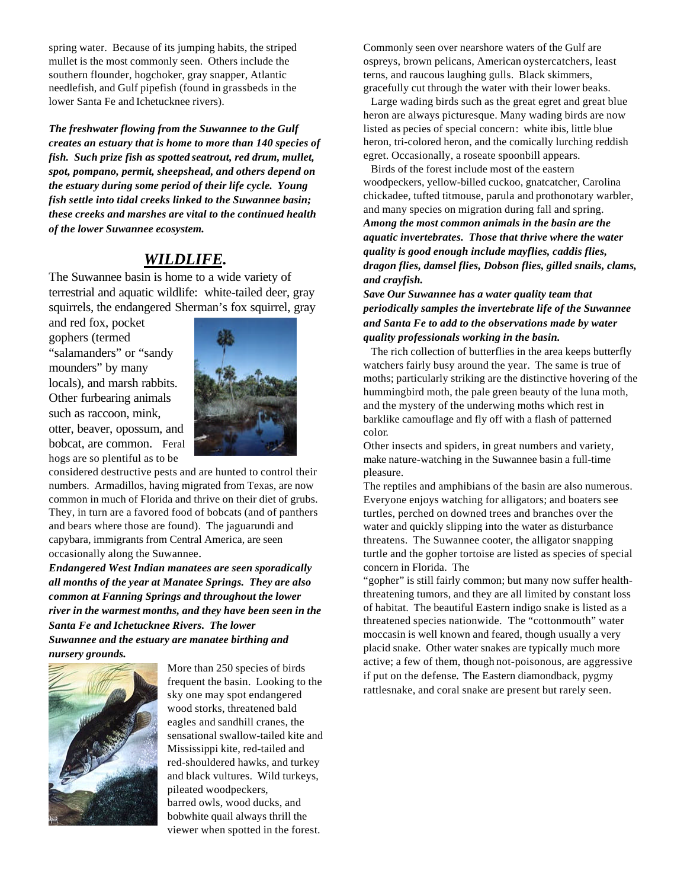spring water. Because of its jumping habits, the striped mullet is the most commonly seen. Others include the southern flounder, hogchoker, gray snapper, Atlantic needlefish, and Gulf pipefish (found in grassbeds in the lower Santa Fe and Ichetucknee rivers).

***The freshwater flowing from the Suwannee to the Gulf creates an estuary that is home to more than 140 species of fish. Such prize fish as spotted seatrout, red drum, mullet, spot, pompano, permit, sheepshead, and others depend on the estuary during some period of their life cycle. Young fish settle into tidal creeks linked to the Suwannee basin; these creeks and marshes are vital to the continued health of the lower Suwannee ecosystem.***

## ***WILDLIFE.***

The Suwannee basin is home to a wide variety of terrestrial and aquatic wildlife: white-tailed deer, gray squirrels, the endangered Sherman's fox squirrel, gray and red fox, pocket gophers (termed "salamanders" or "sandy mounders" by many locals), and marsh rabbits. Other furbearing animals such as raccoon, mink, otter, beaver, opossum, and bobcat, are common. Feral hogs are so plentiful as to be considered destructive pests and are hunted to control their numbers. Armadillos, having migrated from Texas, are now common in much of Florida and thrive on their diet of grubs. They, in turn are a favored food of bobcats (and of panthers and bears where those are found). The jaguarundi and capybara, immigrants from Central America, are seen occasionally along the Suwannee.

***Endangered West Indian manatees are seen sporadically all months of the year at Manatee Springs. They are also common at Fanning Springs and throughout the lower river in the warmest months, and they have been seen in the Santa Fe and Ichetucknee Rivers. The lower Suwannee and the estuary are manatee birthing and nursery grounds.***

More than 250 species of birds frequent the basin. Looking to the sky one may spot endangered wood storks, threatened bald eagles and sandhill cranes, the sensational swallow-tailed kite and Mississippi kite, red-tailed and red-shouldered hawks, and turkey and black vultures. Wild turkeys, pileated woodpeckers, barred owls, wood ducks, and bobwhite quail always thrill the viewer when spotted in the forest.

Commonly seen over nearshore waters of the Gulf are ospreys, brown pelicans, American oystercatchers, least terns, and raucous laughing gulls. Black skimmers, gracefully cut through the water with their lower beaks.

Large wading birds such as the great egret and great blue heron are always picturesque. Many wading birds are now listed as pecies of special concern: white ibis, little blue heron, tri-colored heron, and the comically lurching reddish egret. Occasionally, a roseate spoonbill appears.

Birds of the forest include most of the eastern woodpeckers, yellow-billed cuckoo, gnatcatcher, Carolina chickadee, tufted titmouse, parula and prothonotary warbler, and many species on migration during fall and spring.

***Among the most common animals in the basin are the aquatic invertebrates. Those that thrive where the water quality is good enough include mayflies, caddis flies, dragon flies, damsel flies, Dobson flies, gilled snails, clams, and crayfish.***

***Save Our Suwannee has a water quality team that periodically samples the invertebrate life of the Suwannee and Santa Fe to add to the observations made by water quality professionals working in the basin.***

The rich collection of butterflies in the area keeps butterfly watchers fairly busy around the year. The same is true of moths; particularly striking are the distinctive hovering of the hummingbird moth, the pale green beauty of the luna moth, and the mystery of the underwing moths which rest in barklike camouflage and fly off with a flash of patterned color.

Other insects and spiders, in great numbers and variety, make nature-watching in the Suwannee basin a full-time pleasure.

The reptiles and amphibians of the basin are also numerous. Everyone enjoys watching for alligators; and boaters see turtles, perched on downed trees and branches over the water and quickly slipping into the water as disturbance threatens. The Suwannee cooter, the alligator snapping turtle and the gopher tortoise are listed as species of special concern in Florida. The "gopher" is still fairly common; but many now suffer health-threatening tumors, and they are all limited by constant loss of habitat. The beautiful Eastern indigo snake is listed as a threatened species nationwide. The "cottonmouth" water moccasin is well known and feared, though usually a very placid snake. Other water snakes are typically much more active; a few of them, though not-poisonous, are aggressive if put on the defense. The Eastern diamondback, pygmy rattlesnake, and coral snake are present but rarely seen.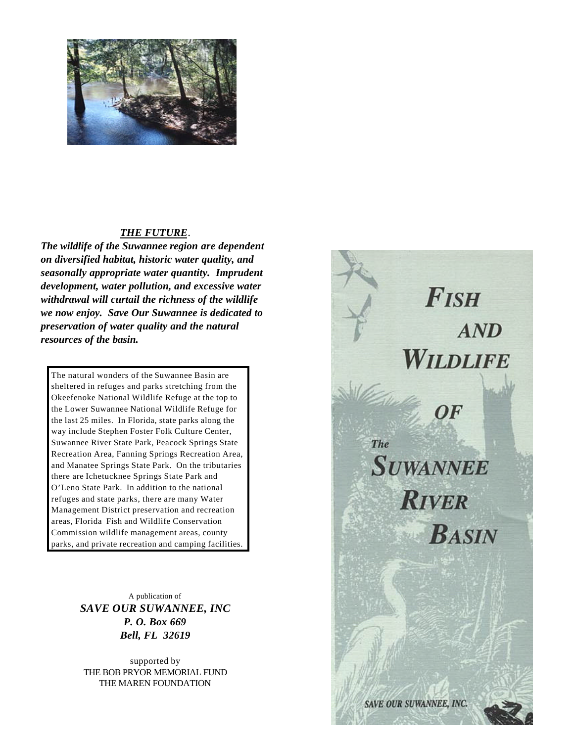***THE FUTURE.***

***The wildlife of the Suwannee region are dependent on diversified habitat, historic water quality, and seasonally appropriate water quantity. Imprudent development, water pollution, and excessive water withdrawal will curtail the richness of the wildlife we now enjoy. Save Our Suwannee is dedicated to preservation of water quality and the natural resources of the basin.***

The natural wonders of the Suwannee Basin are sheltered in refuges and parks stretching from the Okeefenoke National Wildlife Refuge at the top to the Lower Suwannee National Wildlife Refuge for the last 25 miles. In Florida, state parks along the way include Stephen Foster Folk Culture Center, Suwannee River State Park, Peacock Springs State Recreation Area, Fanning Springs Recreation Area, and Manatee Springs State Park. On the tributaries there are Ichetucknee Springs State Park and O'Leno State Park. In addition to the national refuges and state parks, there are many Water Management District preservation and recreation areas, Florida Fish and Wildlife Conservation Commission wildlife management areas, county parks, and private recreation and camping facilities.

A publication of

***SAVE OUR SUWANNEE, INC***
***P. O. Box 669***
***Bell, FL 32619***

supported by
THE BOB PRYOR MEMORIAL FUND
THE MAREN FOUNDATION

# FISH AND WILDLIFE OF The SUWANNEE RIVER BASIN

SAVE OUR SUWANNEE, INC.